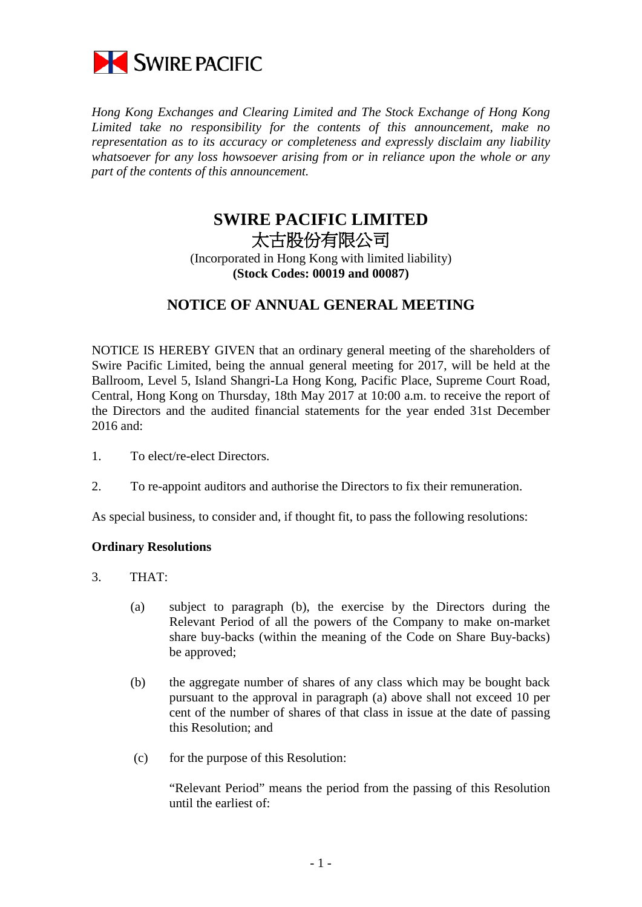SWIRE PACIFIC

*Hong Kong Exchanges and Clearing Limited and The Stock Exchange of Hong Kong Limited take no responsibility for the contents of this announcement, make no representation as to its accuracy or completeness and expressly disclaim any liability whatsoever for any loss howsoever arising from or in reliance upon the whole or any part of the contents of this announcement.*

# SWIRE PACIFIC LIMITED
# 太古股份有限公司

(Incorporated in Hong Kong with limited liability)
**(Stock Codes: 00019 and 00087)**

## NOTICE OF ANNUAL GENERAL MEETING

NOTICE IS HEREBY GIVEN that an ordinary general meeting of the shareholders of Swire Pacific Limited, being the annual general meeting for 2017, will be held at the Ballroom, Level 5, Island Shangri-La Hong Kong, Pacific Place, Supreme Court Road, Central, Hong Kong on Thursday, 18th May 2017 at 10:00 a.m. to receive the report of the Directors and the audited financial statements for the year ended 31st December 2016 and:

1. To elect/re-elect Directors.

2. To re-appoint auditors and authorise the Directors to fix their remuneration.

As special business, to consider and, if thought fit, to pass the following resolutions:

**Ordinary Resolutions**

3. THAT:

   (a) subject to paragraph (b), the exercise by the Directors during the Relevant Period of all the powers of the Company to make on-market share buy-backs (within the meaning of the Code on Share Buy-backs) be approved;

   (b) the aggregate number of shares of any class which may be bought back pursuant to the approval in paragraph (a) above shall not exceed 10 per cent of the number of shares of that class in issue at the date of passing this Resolution; and

   (c) for the purpose of this Resolution:

   "Relevant Period" means the period from the passing of this Resolution until the earliest of: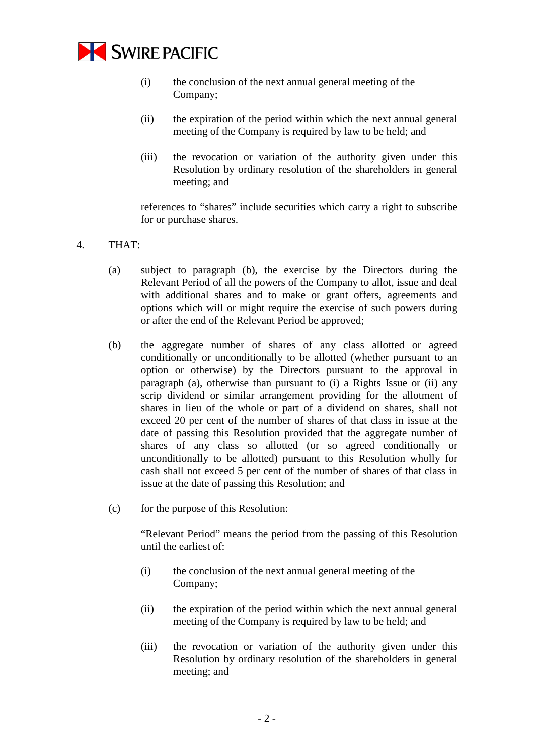(i) the conclusion of the next annual general meeting of the Company;

(ii) the expiration of the period within which the next annual general meeting of the Company is required by law to be held; and

(iii) the revocation or variation of the authority given under this Resolution by ordinary resolution of the shareholders in general meeting; and

references to "shares" include securities which carry a right to subscribe for or purchase shares.

4. THAT:

(a) subject to paragraph (b), the exercise by the Directors during the Relevant Period of all the powers of the Company to allot, issue and deal with additional shares and to make or grant offers, agreements and options which will or might require the exercise of such powers during or after the end of the Relevant Period be approved;

(b) the aggregate number of shares of any class allotted or agreed conditionally or unconditionally to be allotted (whether pursuant to an option or otherwise) by the Directors pursuant to the approval in paragraph (a), otherwise than pursuant to (i) a Rights Issue or (ii) any scrip dividend or similar arrangement providing for the allotment of shares in lieu of the whole or part of a dividend on shares, shall not exceed 20 per cent of the number of shares of that class in issue at the date of passing this Resolution provided that the aggregate number of shares of any class so allotted (or so agreed conditionally or unconditionally to be allotted) pursuant to this Resolution wholly for cash shall not exceed 5 per cent of the number of shares of that class in issue at the date of passing this Resolution; and

(c) for the purpose of this Resolution:

"Relevant Period" means the period from the passing of this Resolution until the earliest of:

(i) the conclusion of the next annual general meeting of the Company;

(ii) the expiration of the period within which the next annual general meeting of the Company is required by law to be held; and

(iii) the revocation or variation of the authority given under this Resolution by ordinary resolution of the shareholders in general meeting; and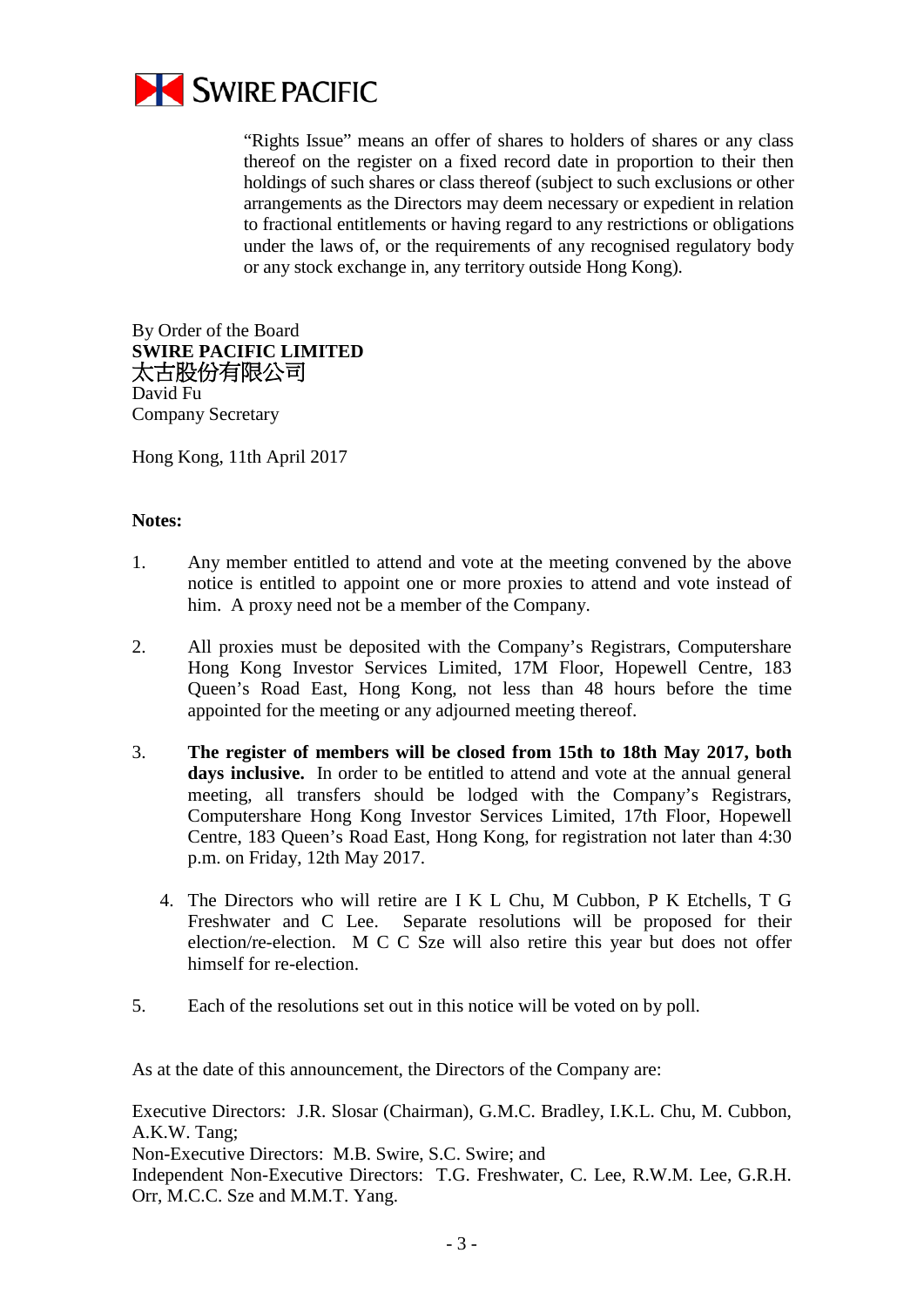"Rights Issue" means an offer of shares to holders of shares or any class thereof on the register on a fixed record date in proportion to their then holdings of such shares or class thereof (subject to such exclusions or other arrangements as the Directors may deem necessary or expedient in relation to fractional entitlements or having regard to any restrictions or obligations under the laws of, or the requirements of any recognised regulatory body or any stock exchange in, any territory outside Hong Kong).

By Order of the Board
**SWIRE PACIFIC LIMITED**
太古股份有限公司
David Fu
Company Secretary

Hong Kong, 11th April 2017

**Notes:**

1. Any member entitled to attend and vote at the meeting convened by the above notice is entitled to appoint one or more proxies to attend and vote instead of him. A proxy need not be a member of the Company.

2. All proxies must be deposited with the Company's Registrars, Computershare Hong Kong Investor Services Limited, 17M Floor, Hopewell Centre, 183 Queen's Road East, Hong Kong, not less than 48 hours before the time appointed for the meeting or any adjourned meeting thereof.

3. **The register of members will be closed from 15th to 18th May 2017, both days inclusive.** In order to be entitled to attend and vote at the annual general meeting, all transfers should be lodged with the Company's Registrars, Computershare Hong Kong Investor Services Limited, 17th Floor, Hopewell Centre, 183 Queen's Road East, Hong Kong, for registration not later than 4:30 p.m. on Friday, 12th May 2017.

4. The Directors who will retire are I K L Chu, M Cubbon, P K Etchells, T G Freshwater and C Lee. Separate resolutions will be proposed for their election/re-election. M C C Sze will also retire this year but does not offer himself for re-election.

5. Each of the resolutions set out in this notice will be voted on by poll.

As at the date of this announcement, the Directors of the Company are:

Executive Directors: J.R. Slosar (Chairman), G.M.C. Bradley, I.K.L. Chu, M. Cubbon, A.K.W. Tang;
Non-Executive Directors: M.B. Swire, S.C. Swire; and
Independent Non-Executive Directors: T.G. Freshwater, C. Lee, R.W.M. Lee, G.R.H. Orr, M.C.C. Sze and M.M.T. Yang.